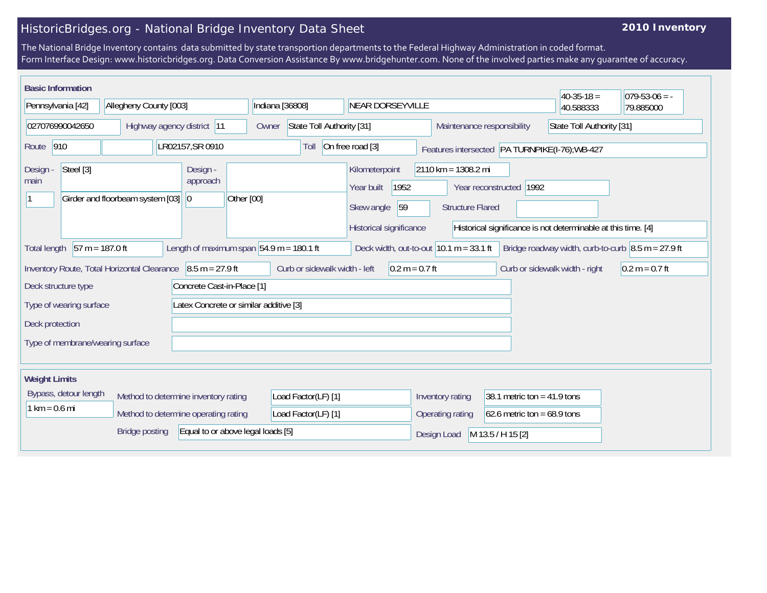# HistoricBridges.org - National Bridge Inventory Data Sheet

**2010 Inventory**

The National Bridge Inventory contains data submitted by state transportion departments to the Federal Highway Administration in coded format.
Form Interface Design: www.historicbridges.org. Data Conversion Assistance By www.bridgehunter.com. None of the involved parties make any guarantee of accuracy.

## Basic Information

| | |
|---|---|
| State | Pennsylvania [42] |
| County | Allegheny County [003] |
| Place | Indiana [36808] |
| Location | NEAR DORSEYVILLE |
| Latitude | 40-35-18 = 40.588333 |
| Longitude | 079-53-06 = -79.885000 |
| Structure number | 027076990042650 |
| Highway agency district | 11 |
| Owner | State Toll Authority [31] |
| Maintenance responsibility | State Toll Authority [31] |
| Route | 910 |
| Facility carried | LR02157,SR 0910 |
| Toll | On free road [3] |
| Features intersected | PA TURNPIKE(I-76);WB-427 |
| Design - main | Steel [3] |
| Number of main spans | 1 |
| Main design type | Girder and floorbeam system [03] |
| Design - approach | |
| Number of approach spans | 0 |
| Approach design type | Other [00] |
| Kilometerpoint | 2110 km = 1308.2 mi |
| Year built | 1952 |
| Year reconstructed | 1992 |
| Skew angle | 59 |
| Structure Flared | |
| Historical significance | Historical significance is not determinable at this time. [4] |
| Total length | 57 m = 187.0 ft |
| Length of maximum span | 54.9 m = 180.1 ft |
| Deck width, out-to-out | 10.1 m = 33.1 ft |
| Bridge roadway width, curb-to-curb | 8.5 m = 27.9 ft |
| Inventory Route, Total Horizontal Clearance | 8.5 m = 27.9 ft |
| Curb or sidewalk width - left | 0.2 m = 0.7 ft |
| Curb or sidewalk width - right | 0.2 m = 0.7 ft |
| Deck structure type | Concrete Cast-in-Place [1] |
| Type of wearing surface | Latex Concrete or similar additive [3] |
| Deck protection | |
| Type of membrane/wearing surface | |

## Weight Limits

| | |
|---|---|
| Bypass, detour length | 1 km = 0.6 mi |
| Method to determine inventory rating | Load Factor(LF) [1] |
| Method to determine operating rating | Load Factor(LF) [1] |
| Bridge posting | Equal to or above legal loads [5] |
| Inventory rating | 38.1 metric ton = 41.9 tons |
| Operating rating | 62.6 metric ton = 68.9 tons |
| Design Load | M 13.5 / H 15 [2] |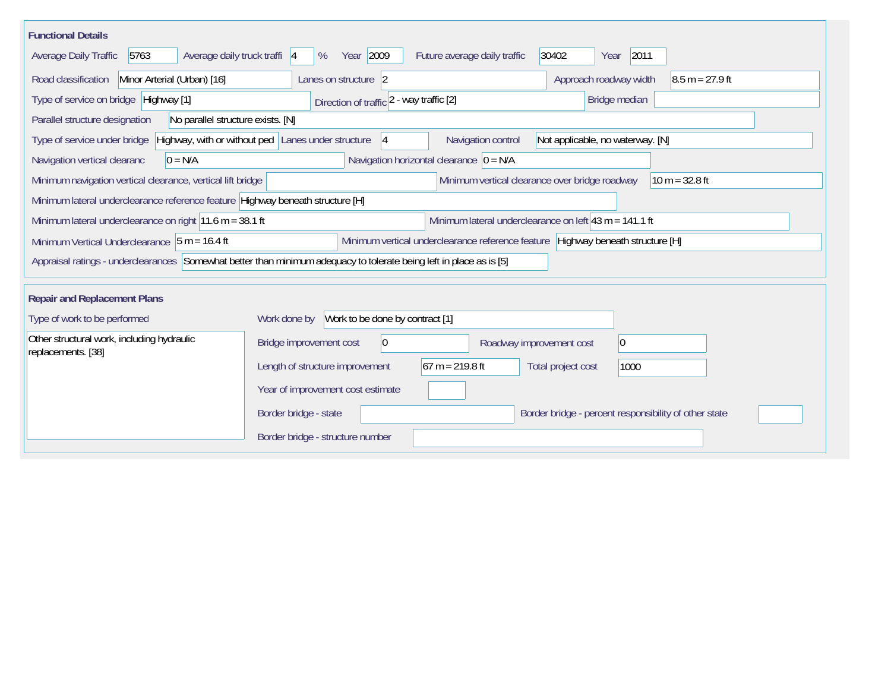## Functional Details

Average Daily Traffic: 5763
Average daily truck traffi: 4 %
Year: 2009
Future average daily traffic: 30402
Year: 2011

Road classification: Minor Arterial (Urban) [16]
Lanes on structure: 2
Approach roadway width: 8.5 m = 27.9 ft

Type of service on bridge: Highway [1]
Direction of traffic: 2 - way traffic [2]
Bridge median:

Parallel structure designation: No parallel structure exists. [N]

Type of service under bridge: Highway, with or without ped
Lanes under structure: 4
Navigation control: Not applicable, no waterway. [N]

Navigation vertical clearanc: 0 = N/A
Navigation horizontal clearance: 0 = N/A

Minimum navigation vertical clearance, vertical lift bridge:
Minimum vertical clearance over bridge roadway: 10 m = 32.8 ft

Minimum lateral underclearance reference feature: Highway beneath structure [H]

Minimum lateral underclearance on right: 11.6 m = 38.1 ft
Minimum lateral underclearance on left: 43 m = 141.1 ft

Minimum Vertical Underclearance: 5 m = 16.4 ft
Minimum vertical underclearance reference feature: Highway beneath structure [H]

Appraisal ratings - underclearances: Somewhat better than minimum adequacy to tolerate being left in place as is [5]

## Repair and Replacement Plans

Type of work to be performed: Other structural work, including hydraulic replacements. [38]

Work done by: Work to be done by contract [1]

Bridge improvement cost: 0
Roadway improvement cost: 0

Length of structure improvement: 67 m = 219.8 ft
Total project cost: 1000

Year of improvement cost estimate:

Border bridge - state:
Border bridge - percent responsibility of other state:

Border bridge - structure number: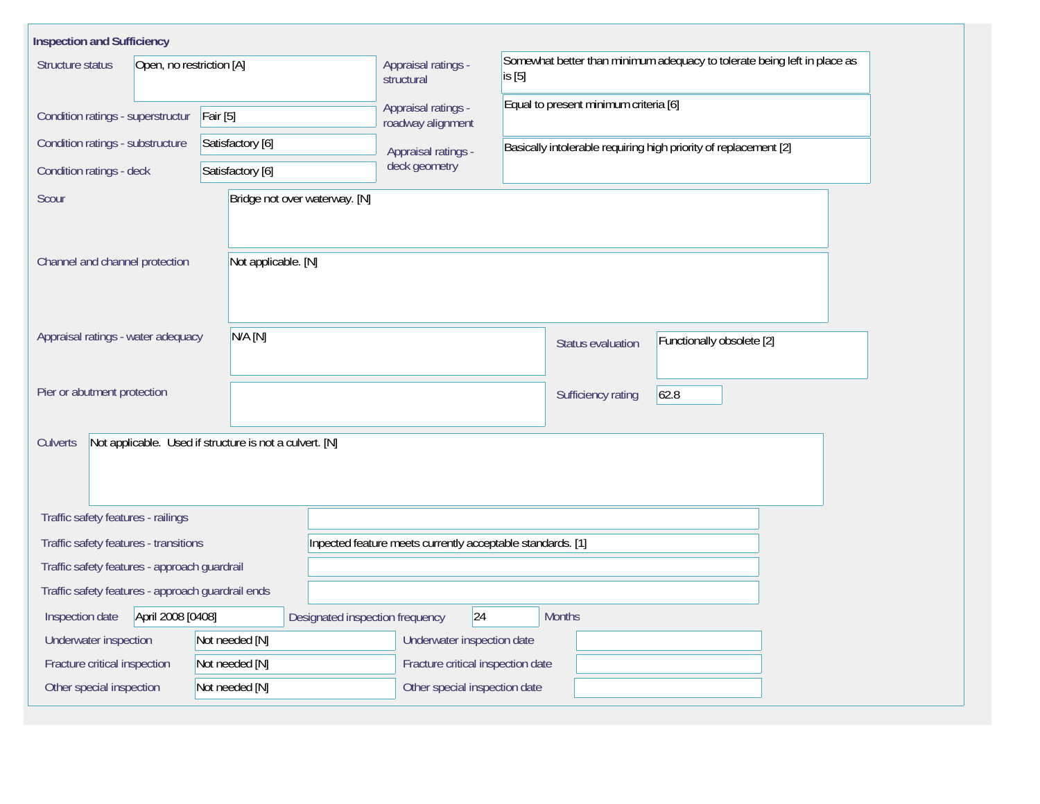## Inspection and Sufficiency

| Field | Value |
|---|---|
| Structure status | Open, no restriction [A] |
| Condition ratings - superstructur | Fair [5] |
| Condition ratings - substructure | Satisfactory [6] |
| Condition ratings - deck | Satisfactory [6] |
| Appraisal ratings - structural | Somewhat better than minimum adequacy to tolerate being left in place as is [5] |
| Appraisal ratings - roadway alignment | Equal to present minimum criteria [6] |
| Appraisal ratings - deck geometry | Basically intolerable requiring high priority of replacement [2] |
| Scour | Bridge not over waterway. [N] |
| Channel and channel protection | Not applicable. [N] |
| Appraisal ratings - water adequacy | N/A [N] |
| Pier or abutment protection | |
| Status evaluation | Functionally obsolete [2] |
| Sufficiency rating | 62.8 |
| Culverts | Not applicable. Used if structure is not a culvert. [N] |
| Traffic safety features - railings | |
| Traffic safety features - transitions | Inpected feature meets currently acceptable standards. [1] |
| Traffic safety features - approach guardrail | |
| Traffic safety features - approach guardrail ends | |
| Inspection date | April 2008 [0408] |
| Designated inspection frequency | 24 Months |
| Underwater inspection | Not needed [N] |
| Underwater inspection date | |
| Fracture critical inspection | Not needed [N] |
| Fracture critical inspection date | |
| Other special inspection | Not needed [N] |
| Other special inspection date | |